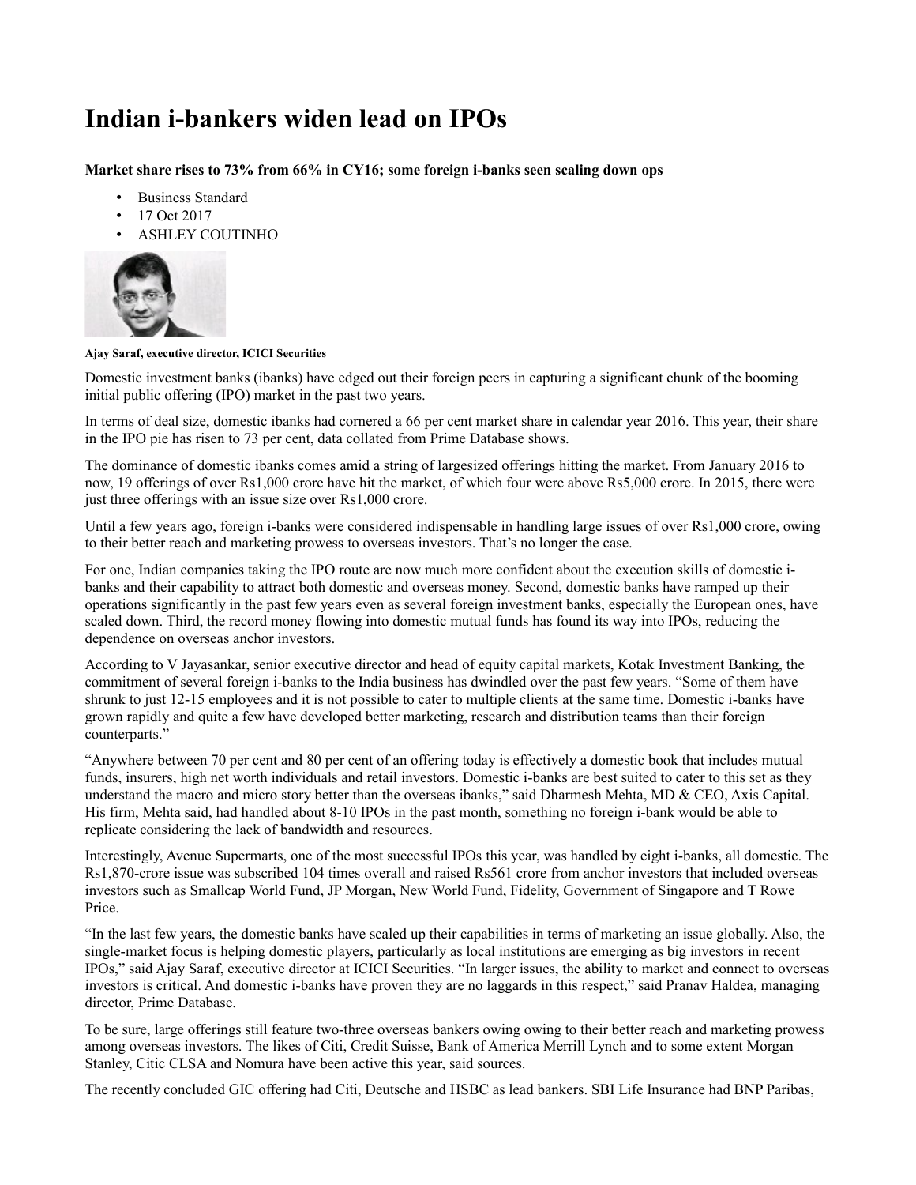# Indian i-bankers widen lead on IPOs

**Market share rises to 73% from 66% in CY16; some foreign i-banks seen scaling down ops**

- Business Standard
- 17 Oct 2017
- ASHLEY COUTINHO

**Ajay Saraf, executive director, ICICI Securities**

Domestic investment banks (ibanks) have edged out their foreign peers in capturing a significant chunk of the booming initial public offering (IPO) market in the past two years.

In terms of deal size, domestic ibanks had cornered a 66 per cent market share in calendar year 2016. This year, their share in the IPO pie has risen to 73 per cent, data collated from Prime Database shows.

The dominance of domestic ibanks comes amid a string of largesized offerings hitting the market. From January 2016 to now, 19 offerings of over Rs1,000 crore have hit the market, of which four were above Rs5,000 crore. In 2015, there were just three offerings with an issue size over Rs1,000 crore.

Until a few years ago, foreign i-banks were considered indispensable in handling large issues of over Rs1,000 crore, owing to their better reach and marketing prowess to overseas investors. That's no longer the case.

For one, Indian companies taking the IPO route are now much more confident about the execution skills of domestic i-banks and their capability to attract both domestic and overseas money. Second, domestic banks have ramped up their operations significantly in the past few years even as several foreign investment banks, especially the European ones, have scaled down. Third, the record money flowing into domestic mutual funds has found its way into IPOs, reducing the dependence on overseas anchor investors.

According to V Jayasankar, senior executive director and head of equity capital markets, Kotak Investment Banking, the commitment of several foreign i-banks to the India business has dwindled over the past few years. "Some of them have shrunk to just 12-15 employees and it is not possible to cater to multiple clients at the same time. Domestic i-banks have grown rapidly and quite a few have developed better marketing, research and distribution teams than their foreign counterparts."

"Anywhere between 70 per cent and 80 per cent of an offering today is effectively a domestic book that includes mutual funds, insurers, high net worth individuals and retail investors. Domestic i-banks are best suited to cater to this set as they understand the macro and micro story better than the overseas ibanks," said Dharmesh Mehta, MD & CEO, Axis Capital. His firm, Mehta said, had handled about 8-10 IPOs in the past month, something no foreign i-bank would be able to replicate considering the lack of bandwidth and resources.

Interestingly, Avenue Supermarts, one of the most successful IPOs this year, was handled by eight i-banks, all domestic. The Rs1,870-crore issue was subscribed 104 times overall and raised Rs561 crore from anchor investors that included overseas investors such as Smallcap World Fund, JP Morgan, New World Fund, Fidelity, Government of Singapore and T Rowe Price.

"In the last few years, the domestic banks have scaled up their capabilities in terms of marketing an issue globally. Also, the single-market focus is helping domestic players, particularly as local institutions are emerging as big investors in recent IPOs," said Ajay Saraf, executive director at ICICI Securities. "In larger issues, the ability to market and connect to overseas investors is critical. And domestic i-banks have proven they are no laggards in this respect," said Pranav Haldea, managing director, Prime Database.

To be sure, large offerings still feature two-three overseas bankers owing owing to their better reach and marketing prowess among overseas investors. The likes of Citi, Credit Suisse, Bank of America Merrill Lynch and to some extent Morgan Stanley, Citic CLSA and Nomura have been active this year, said sources.

The recently concluded GIC offering had Citi, Deutsche and HSBC as lead bankers. SBI Life Insurance had BNP Paribas,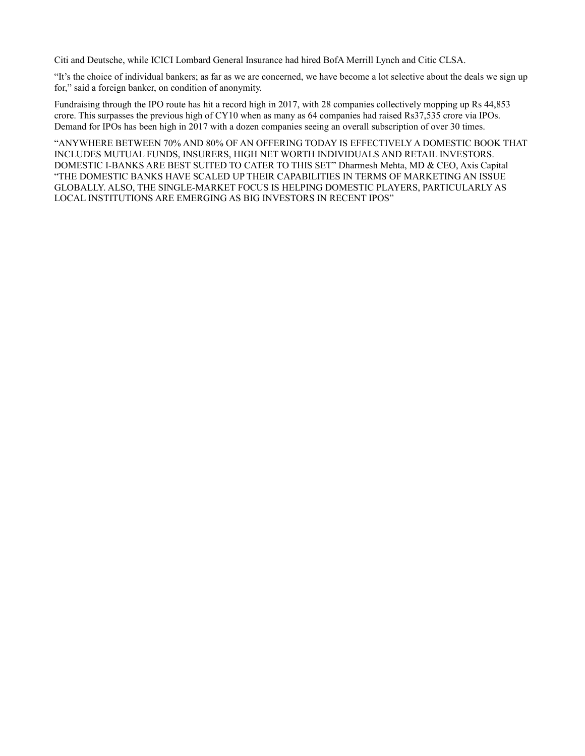Citi and Deutsche, while ICICI Lombard General Insurance had hired BofA Merrill Lynch and Citic CLSA.

"It's the choice of individual bankers; as far as we are concerned, we have become a lot selective about the deals we sign up for," said a foreign banker, on condition of anonymity.

Fundraising through the IPO route has hit a record high in 2017, with 28 companies collectively mopping up Rs 44,853 crore. This surpasses the previous high of CY10 when as many as 64 companies had raised Rs37,535 crore via IPOs. Demand for IPOs has been high in 2017 with a dozen companies seeing an overall subscription of over 30 times.

"ANYWHERE BETWEEN 70% AND 80% OF AN OFFERING TODAY IS EFFECTIVELY A DOMESTIC BOOK THAT INCLUDES MUTUAL FUNDS, INSURERS, HIGH NET WORTH INDIVIDUALS AND RETAIL INVESTORS. DOMESTIC I-BANKS ARE BEST SUITED TO CATER TO THIS SET" Dharmesh Mehta, MD & CEO, Axis Capital "THE DOMESTIC BANKS HAVE SCALED UP THEIR CAPABILITIES IN TERMS OF MARKETING AN ISSUE GLOBALLY. ALSO, THE SINGLE-MARKET FOCUS IS HELPING DOMESTIC PLAYERS, PARTICULARLY AS LOCAL INSTITUTIONS ARE EMERGING AS BIG INVESTORS IN RECENT IPOS"